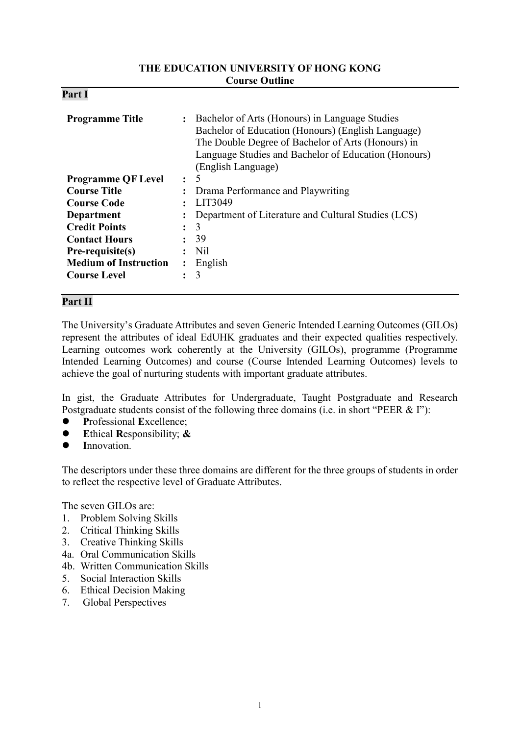**THE EDUCATION UNIVERSITY OF HONG KONG**
**Course Outline**

**Part I**

| | | |
|---|---|---|
| **Programme Title** | : | Bachelor of Arts (Honours) in Language Studies<br>Bachelor of Education (Honours) (English Language)<br>The Double Degree of Bachelor of Arts (Honours) in Language Studies and Bachelor of Education (Honours) (English Language) |
| **Programme QF Level** | : | 5 |
| **Course Title** | : | Drama Performance and Playwriting |
| **Course Code** | : | LIT3049 |
| **Department** | : | Department of Literature and Cultural Studies (LCS) |
| **Credit Points** | : | 3 |
| **Contact Hours** | : | 39 |
| **Pre-requisite(s)** | : | Nil |
| **Medium of Instruction** | : | English |
| **Course Level** | : | 3 |

**Part II**

The University's Graduate Attributes and seven Generic Intended Learning Outcomes (GILOs) represent the attributes of ideal EdUHK graduates and their expected qualities respectively. Learning outcomes work coherently at the University (GILOs), programme (Programme Intended Learning Outcomes) and course (Course Intended Learning Outcomes) levels to achieve the goal of nurturing students with important graduate attributes.

In gist, the Graduate Attributes for Undergraduate, Taught Postgraduate and Research Postgraduate students consist of the following three domains (i.e. in short "PEER & I"):

- **P**rofessional **E**xcellence;
- **E**thical **R**esponsibility; **&**
- **I**nnovation.

The descriptors under these three domains are different for the three groups of students in order to reflect the respective level of Graduate Attributes.

The seven GILOs are:

1. Problem Solving Skills
2. Critical Thinking Skills
3. Creative Thinking Skills

4a. Oral Communication Skills
4b. Written Communication Skills

5. Social Interaction Skills
6. Ethical Decision Making
7. Global Perspectives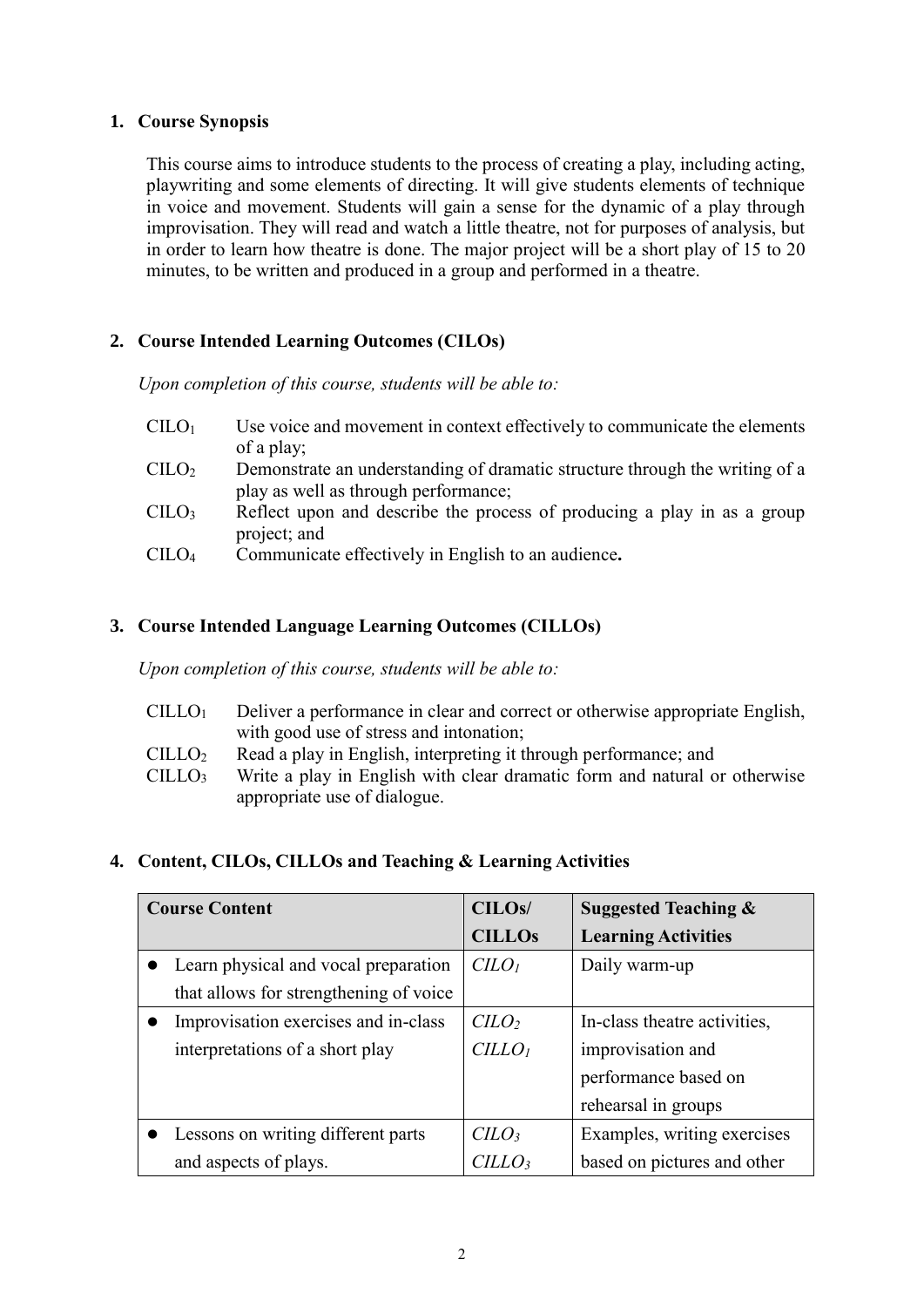## 1. Course Synopsis

This course aims to introduce students to the process of creating a play, including acting, playwriting and some elements of directing. It will give students elements of technique in voice and movement. Students will gain a sense for the dynamic of a play through improvisation. They will read and watch a little theatre, not for purposes of analysis, but in order to learn how theatre is done. The major project will be a short play of 15 to 20 minutes, to be written and produced in a group and performed in a theatre.

## 2. Course Intended Learning Outcomes (CILOs)

*Upon completion of this course, students will be able to:*

- $CILO_1$ Use voice and movement in context effectively to communicate the elements of a play;
- $CILO_2$ Demonstrate an understanding of dramatic structure through the writing of a play as well as through performance;
- $CILO_3$ Reflect upon and describe the process of producing a play in as a group project; and
- $CILO_4$ Communicate effectively in English to an audience**.**

## 3. Course Intended Language Learning Outcomes (CILLOs)

*Upon completion of this course, students will be able to:*

- $CILLO_1$ Deliver a performance in clear and correct or otherwise appropriate English, with good use of stress and intonation;
- $CILLO_2$ Read a play in English, interpreting it through performance; and
- $CILLO_3$ Write a play in English with clear dramatic form and natural or otherwise appropriate use of dialogue.

## 4. Content, CILOs, CILLOs and Teaching & Learning Activities

| Course Content | CILOs/ CILLOs | Suggested Teaching & Learning Activities |
|---|---|---|
| • Learn physical and vocal preparation that allows for strengthening of voice | *$CILO_1$* | Daily warm-up |
| • Improvisation exercises and in-class interpretations of a short play | *$CILO_2$* *$CILLO_1$* | In-class theatre activities, improvisation and performance based on rehearsal in groups |
| • Lessons on writing different parts and aspects of plays. | *$CILO_3$* *$CILLO_3$* | Examples, writing exercises based on pictures and other |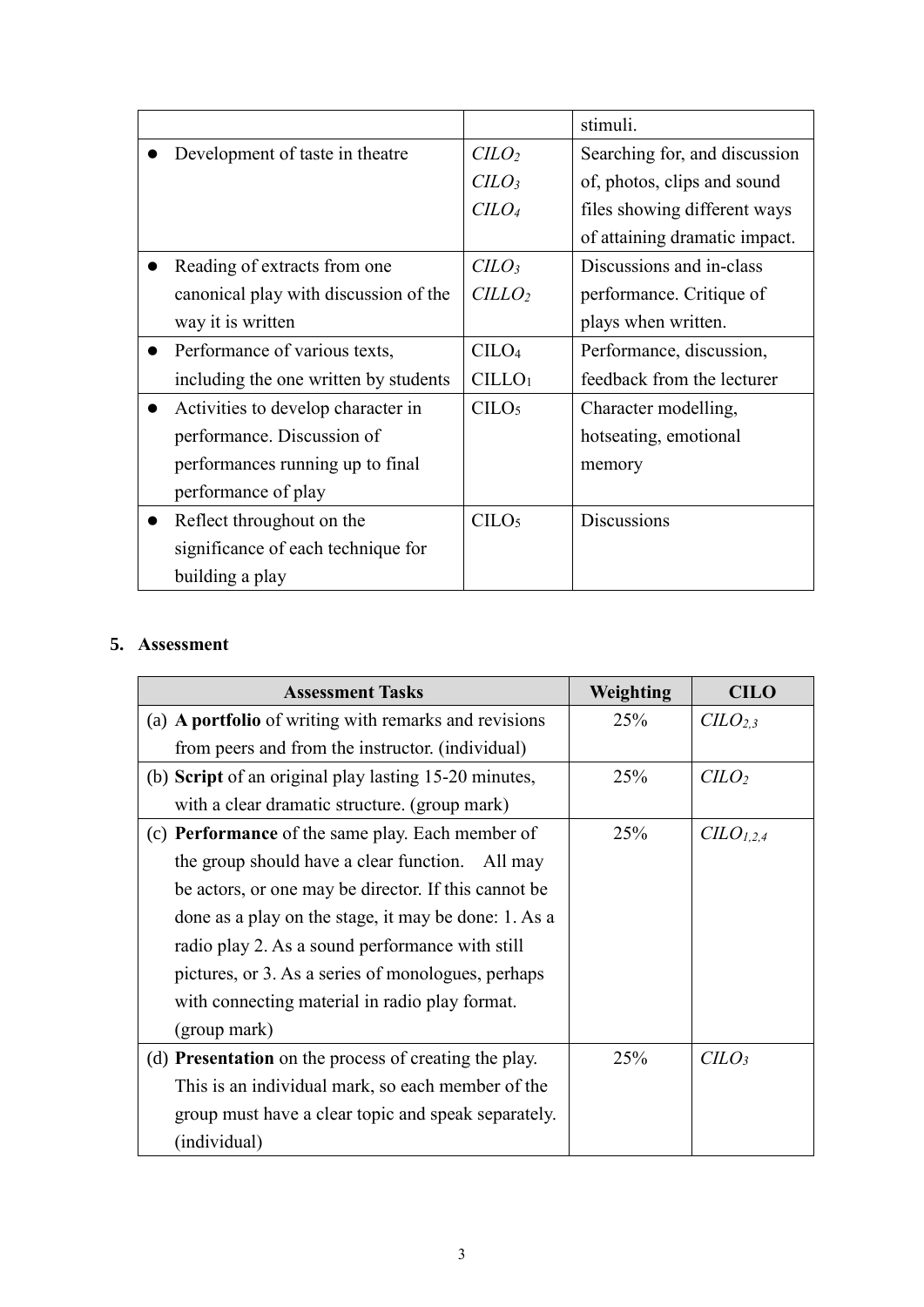| | | |
|---|---|---|
| | | stimuli. |
| ● Development of taste in theatre | *$CILO_2$* *$CILO_3$* *$CILO_4$* | Searching for, and discussion of, photos, clips and sound files showing different ways of attaining dramatic impact. |
| ● Reading of extracts from one canonical play with discussion of the way it is written | *$CILO_3$* *$CILLO_2$* | Discussions and in-class performance. Critique of plays when written. |
| ● Performance of various texts, including the one written by students | $CILO_4$ $CILLO_1$ | Performance, discussion, feedback from the lecturer |
| ● Activities to develop character in performance. Discussion of performances running up to final performance of play | $CILO_5$ | Character modelling, hotseating, emotional memory |
| ● Reflect throughout on the significance of each technique for building a play | $CILO_5$ | Discussions |

## 5. Assessment

| Assessment Tasks | Weighting | CILO |
|---|---|---|
| (a) **A portfolio** of writing with remarks and revisions from peers and from the instructor. (individual) | 25% | *$CILO_{2,3}$* |
| (b) **Script** of an original play lasting 15-20 minutes, with a clear dramatic structure. (group mark) | 25% | *$CILO_2$* |
| (c) **Performance** of the same play. Each member of the group should have a clear function. All may be actors, or one may be director. If this cannot be done as a play on the stage, it may be done: 1. As a radio play 2. As a sound performance with still pictures, or 3. As a series of monologues, perhaps with connecting material in radio play format. (group mark) | 25% | *$CILO_{1,2,4}$* |
| (d) **Presentation** on the process of creating the play. This is an individual mark, so each member of the group must have a clear topic and speak separately. (individual) | 25% | *$CILO_3$* |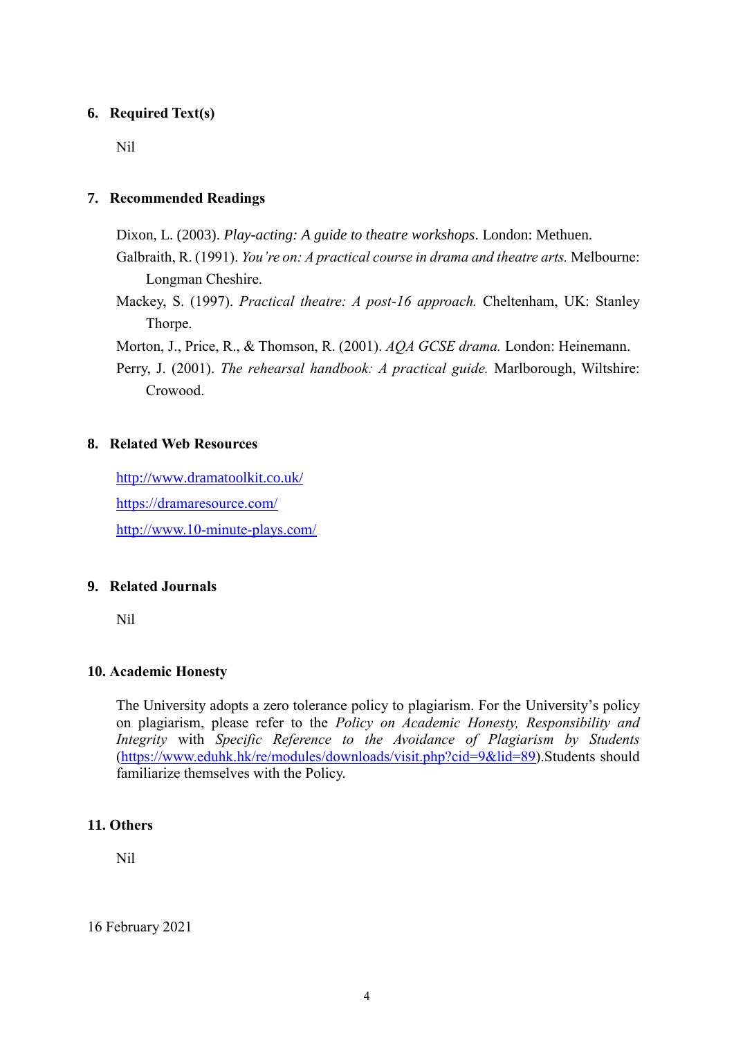## 6. Required Text(s)

Nil

## 7. Recommended Readings

Dixon, L. (2003). *Play-acting: A guide to theatre workshops*. London: Methuen.

Galbraith, R. (1991). *You're on: A practical course in drama and theatre arts.* Melbourne: Longman Cheshire.

Mackey, S. (1997). *Practical theatre: A post-16 approach.* Cheltenham, UK: Stanley Thorpe.

Morton, J., Price, R., & Thomson, R. (2001). *AQA GCSE drama.* London: Heinemann.

Perry, J. (2001). *The rehearsal handbook: A practical guide.* Marlborough, Wiltshire: Crowood.

## 8. Related Web Resources

http://www.dramatoolkit.co.uk/

https://dramaresource.com/

http://www.10-minute-plays.com/

## 9. Related Journals

Nil

## 10. Academic Honesty

The University adopts a zero tolerance policy to plagiarism. For the University's policy on plagiarism, please refer to the *Policy on Academic Honesty, Responsibility and Integrity* with *Specific Reference to the Avoidance of Plagiarism by Students* (https://www.eduhk.hk/re/modules/downloads/visit.php?cid=9&lid=89).Students should familiarize themselves with the Policy.

## 11. Others

Nil

16 February 2021